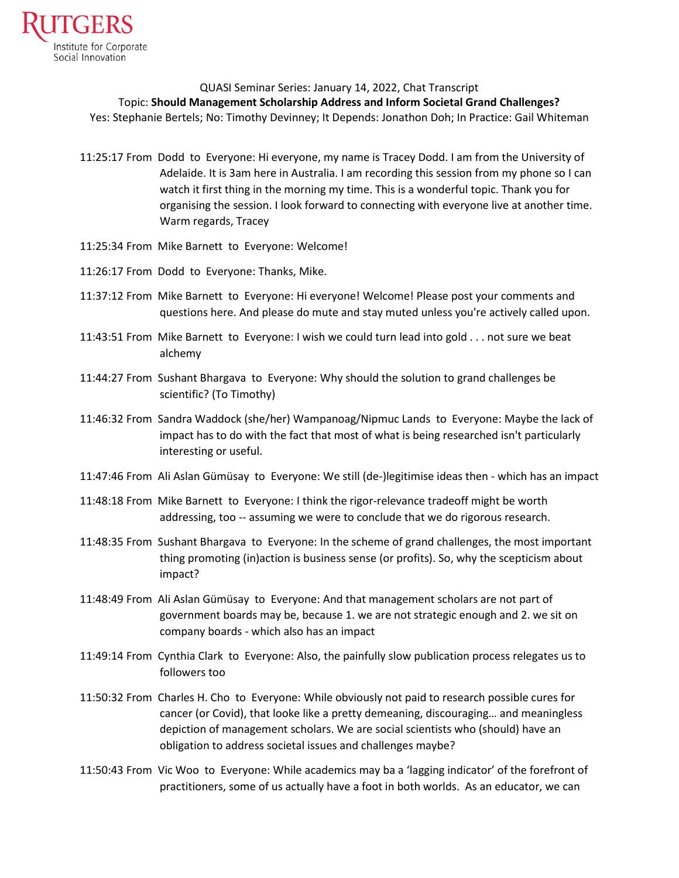RUTGERS
Institute for Corporate
Social Innovation

QUASI Seminar Series: January 14, 2022, Chat Transcript

Topic: **Should Management Scholarship Address and Inform Societal Grand Challenges?**

Yes: Stephanie Bertels; No: Timothy Devinney; It Depends: Jonathon Doh; In Practice: Gail Whiteman

- 11:25:17 From Dodd to Everyone: Hi everyone, my name is Tracey Dodd. I am from the University of Adelaide. It is 3am here in Australia. I am recording this session from my phone so I can watch it first thing in the morning my time. This is a wonderful topic. Thank you for organising the session. I look forward to connecting with everyone live at another time. Warm regards, Tracey
- 11:25:34 From Mike Barnett to Everyone: Welcome!
- 11:26:17 From Dodd to Everyone: Thanks, Mike.
- 11:37:12 From Mike Barnett to Everyone: Hi everyone! Welcome! Please post your comments and questions here. And please do mute and stay muted unless you're actively called upon.
- 11:43:51 From Mike Barnett to Everyone: I wish we could turn lead into gold . . . not sure we beat alchemy
- 11:44:27 From Sushant Bhargava to Everyone: Why should the solution to grand challenges be scientific? (To Timothy)
- 11:46:32 From Sandra Waddock (she/her) Wampanoag/Nipmuc Lands to Everyone: Maybe the lack of impact has to do with the fact that most of what is being researched isn't particularly interesting or useful.
- 11:47:46 From Ali Aslan Gümüsay to Everyone: We still (de-)legitimise ideas then - which has an impact
- 11:48:18 From Mike Barnett to Everyone: I think the rigor-relevance tradeoff might be worth addressing, too -- assuming we were to conclude that we do rigorous research.
- 11:48:35 From Sushant Bhargava to Everyone: In the scheme of grand challenges, the most important thing promoting (in)action is business sense (or profits). So, why the scepticism about impact?
- 11:48:49 From Ali Aslan Gümüsay to Everyone: And that management scholars are not part of government boards may be, because 1. we are not strategic enough and 2. we sit on company boards - which also has an impact
- 11:49:14 From Cynthia Clark to Everyone: Also, the painfully slow publication process relegates us to followers too
- 11:50:32 From Charles H. Cho to Everyone: While obviously not paid to research possible cures for cancer (or Covid), that looke like a pretty demeaning, discouraging… and meaningless depiction of management scholars. We are social scientists who (should) have an obligation to address societal issues and challenges maybe?
- 11:50:43 From Vic Woo to Everyone: While academics may ba a 'lagging indicator' of the forefront of practitioners, some of us actually have a foot in both worlds. As an educator, we can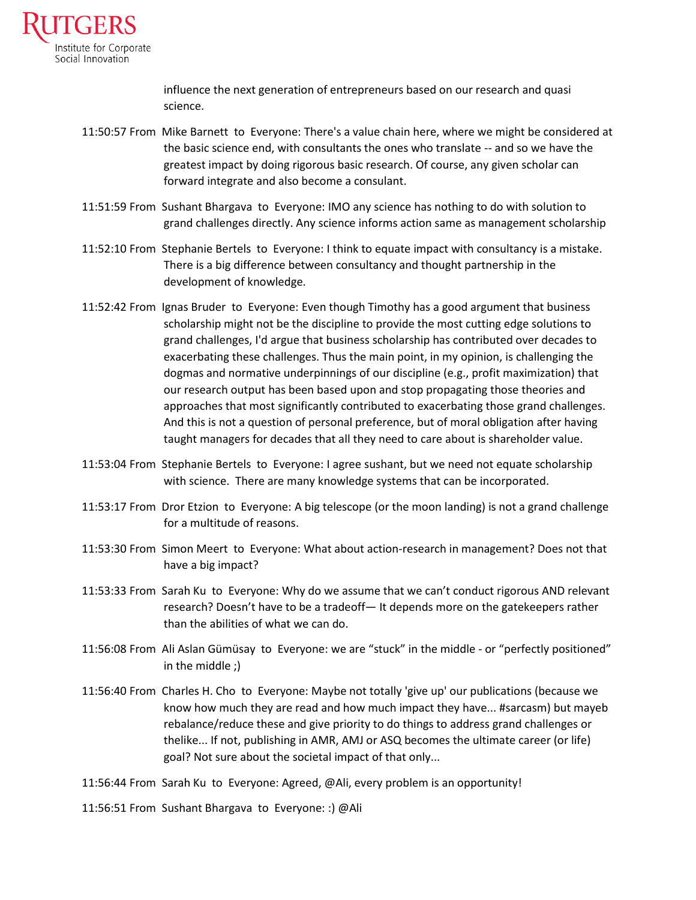influence the next generation of entrepreneurs based on our research and quasi science.

11:50:57 From Mike Barnett to Everyone: There's a value chain here, where we might be considered at the basic science end, with consultants the ones who translate -- and so we have the greatest impact by doing rigorous basic research. Of course, any given scholar can forward integrate and also become a consulant.

11:51:59 From Sushant Bhargava to Everyone: IMO any science has nothing to do with solution to grand challenges directly. Any science informs action same as management scholarship

11:52:10 From Stephanie Bertels to Everyone: I think to equate impact with consultancy is a mistake. There is a big difference between consultancy and thought partnership in the development of knowledge.

11:52:42 From Ignas Bruder to Everyone: Even though Timothy has a good argument that business scholarship might not be the discipline to provide the most cutting edge solutions to grand challenges, I'd argue that business scholarship has contributed over decades to exacerbating these challenges. Thus the main point, in my opinion, is challenging the dogmas and normative underpinnings of our discipline (e.g., profit maximization) that our research output has been based upon and stop propagating those theories and approaches that most significantly contributed to exacerbating those grand challenges. And this is not a question of personal preference, but of moral obligation after having taught managers for decades that all they need to care about is shareholder value.

11:53:04 From Stephanie Bertels to Everyone: I agree sushant, but we need not equate scholarship with science. There are many knowledge systems that can be incorporated.

11:53:17 From Dror Etzion to Everyone: A big telescope (or the moon landing) is not a grand challenge for a multitude of reasons.

11:53:30 From Simon Meert to Everyone: What about action-research in management? Does not that have a big impact?

11:53:33 From Sarah Ku to Everyone: Why do we assume that we can't conduct rigorous AND relevant research? Doesn't have to be a tradeoff— It depends more on the gatekeepers rather than the abilities of what we can do.

11:56:08 From Ali Aslan Gümüsay to Everyone: we are "stuck" in the middle - or "perfectly positioned" in the middle ;)

11:56:40 From Charles H. Cho to Everyone: Maybe not totally 'give up' our publications (because we know how much they are read and how much impact they have... #sarcasm) but mayeb rebalance/reduce these and give priority to do things to address grand challenges or thelike... If not, publishing in AMR, AMJ or ASQ becomes the ultimate career (or life) goal? Not sure about the societal impact of that only...

11:56:44 From Sarah Ku to Everyone: Agreed, @Ali, every problem is an opportunity!

11:56:51 From Sushant Bhargava to Everyone: :) @Ali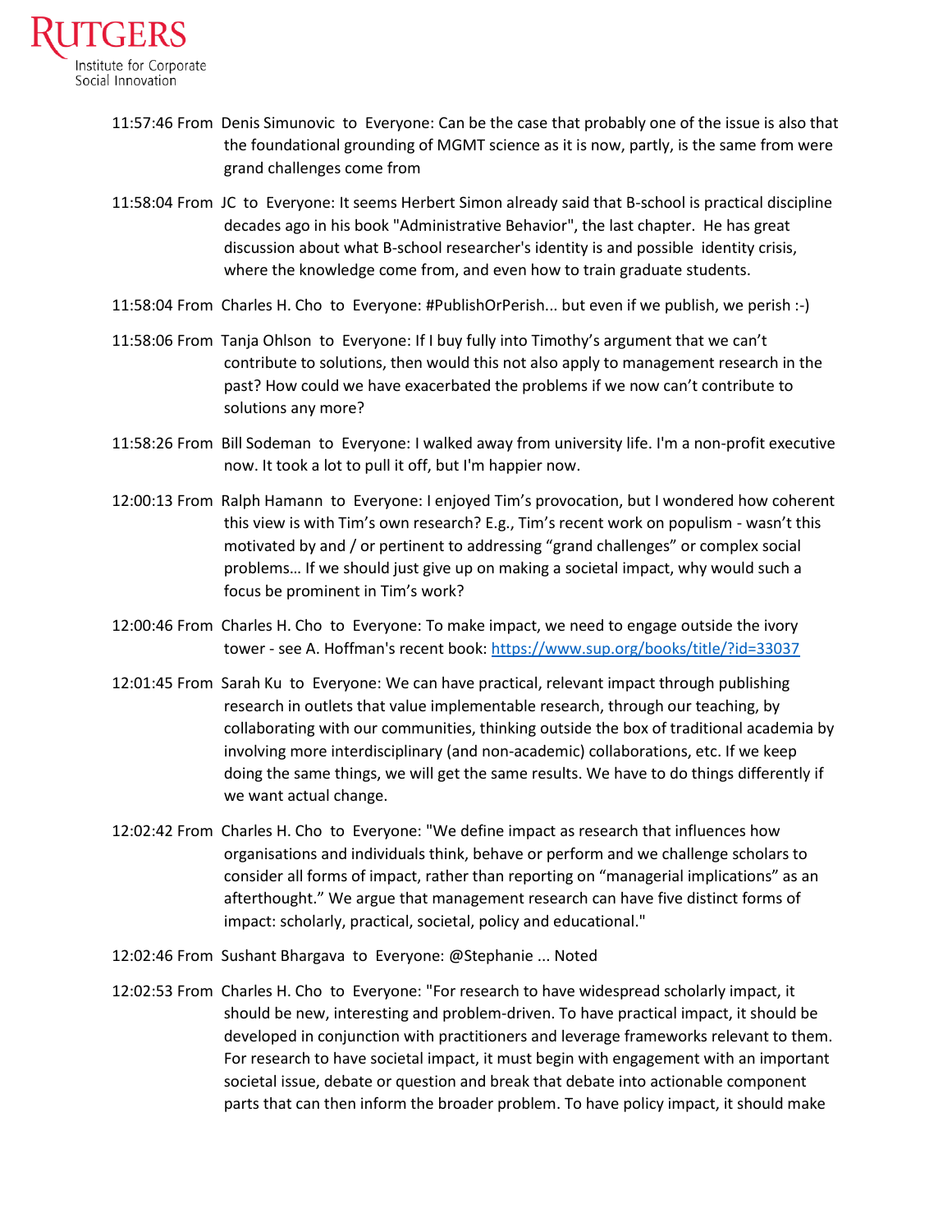11:57:46 From Denis Simunovic to Everyone: Can be the case that probably one of the issue is also that the foundational grounding of MGMT science as it is now, partly, is the same from were grand challenges come from

11:58:04 From JC to Everyone: It seems Herbert Simon already said that B-school is practical discipline decades ago in his book "Administrative Behavior", the last chapter. He has great discussion about what B-school researcher's identity is and possible identity crisis, where the knowledge come from, and even how to train graduate students.

11:58:04 From Charles H. Cho to Everyone: #PublishOrPerish... but even if we publish, we perish :-)

11:58:06 From Tanja Ohlson to Everyone: If I buy fully into Timothy's argument that we can't contribute to solutions, then would this not also apply to management research in the past? How could we have exacerbated the problems if we now can't contribute to solutions any more?

11:58:26 From Bill Sodeman to Everyone: I walked away from university life. I'm a non-profit executive now. It took a lot to pull it off, but I'm happier now.

12:00:13 From Ralph Hamann to Everyone: I enjoyed Tim's provocation, but I wondered how coherent this view is with Tim's own research? E.g., Tim's recent work on populism - wasn't this motivated by and / or pertinent to addressing "grand challenges" or complex social problems… If we should just give up on making a societal impact, why would such a focus be prominent in Tim's work?

12:00:46 From Charles H. Cho to Everyone: To make impact, we need to engage outside the ivory tower - see A. Hoffman's recent book: https://www.sup.org/books/title/?id=33037

12:01:45 From Sarah Ku to Everyone: We can have practical, relevant impact through publishing research in outlets that value implementable research, through our teaching, by collaborating with our communities, thinking outside the box of traditional academia by involving more interdisciplinary (and non-academic) collaborations, etc. If we keep doing the same things, we will get the same results. We have to do things differently if we want actual change.

12:02:42 From Charles H. Cho to Everyone: "We define impact as research that influences how organisations and individuals think, behave or perform and we challenge scholars to consider all forms of impact, rather than reporting on "managerial implications" as an afterthought." We argue that management research can have five distinct forms of impact: scholarly, practical, societal, policy and educational."

12:02:46 From Sushant Bhargava to Everyone: @Stephanie ... Noted

12:02:53 From Charles H. Cho to Everyone: "For research to have widespread scholarly impact, it should be new, interesting and problem-driven. To have practical impact, it should be developed in conjunction with practitioners and leverage frameworks relevant to them. For research to have societal impact, it must begin with engagement with an important societal issue, debate or question and break that debate into actionable component parts that can then inform the broader problem. To have policy impact, it should make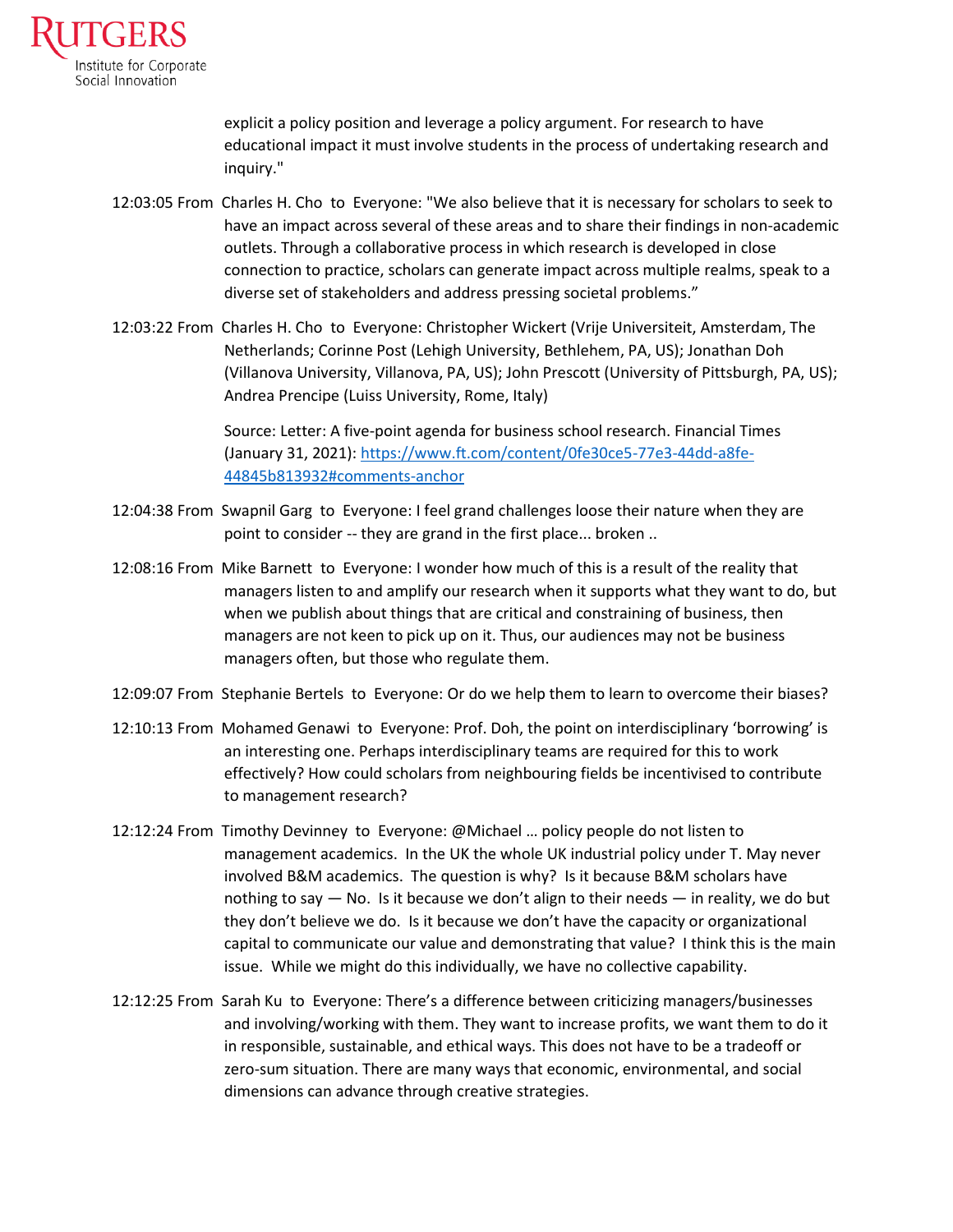explicit a policy position and leverage a policy argument. For research to have educational impact it must involve students in the process of undertaking research and inquiry."

12:03:05 From Charles H. Cho to Everyone: "We also believe that it is necessary for scholars to seek to have an impact across several of these areas and to share their findings in non-academic outlets. Through a collaborative process in which research is developed in close connection to practice, scholars can generate impact across multiple realms, speak to a diverse set of stakeholders and address pressing societal problems."

12:03:22 From Charles H. Cho to Everyone: Christopher Wickert (Vrije Universiteit, Amsterdam, The Netherlands; Corinne Post (Lehigh University, Bethlehem, PA, US); Jonathan Doh (Villanova University, Villanova, PA, US); John Prescott (University of Pittsburgh, PA, US); Andrea Prencipe (Luiss University, Rome, Italy)

Source: Letter: A five-point agenda for business school research. Financial Times (January 31, 2021): [https://www.ft.com/content/0fe30ce5-77e3-44dd-a8fe-44845b813932#comments-anchor](https://www.ft.com/content/0fe30ce5-77e3-44dd-a8fe-44845b813932#comments-anchor)

12:04:38 From Swapnil Garg to Everyone: I feel grand challenges loose their nature when they are point to consider -- they are grand in the first place... broken ..

12:08:16 From Mike Barnett to Everyone: I wonder how much of this is a result of the reality that managers listen to and amplify our research when it supports what they want to do, but when we publish about things that are critical and constraining of business, then managers are not keen to pick up on it. Thus, our audiences may not be business managers often, but those who regulate them.

12:09:07 From Stephanie Bertels to Everyone: Or do we help them to learn to overcome their biases?

12:10:13 From Mohamed Genawi to Everyone: Prof. Doh, the point on interdisciplinary 'borrowing' is an interesting one. Perhaps interdisciplinary teams are required for this to work effectively? How could scholars from neighbouring fields be incentivised to contribute to management research?

12:12:24 From Timothy Devinney to Everyone: @Michael … policy people do not listen to management academics. In the UK the whole UK industrial policy under T. May never involved B&M academics. The question is why? Is it because B&M scholars have nothing to say — No. Is it because we don't align to their needs — in reality, we do but they don't believe we do. Is it because we don't have the capacity or organizational capital to communicate our value and demonstrating that value? I think this is the main issue. While we might do this individually, we have no collective capability.

12:12:25 From Sarah Ku to Everyone: There's a difference between criticizing managers/businesses and involving/working with them. They want to increase profits, we want them to do it in responsible, sustainable, and ethical ways. This does not have to be a tradeoff or zero-sum situation. There are many ways that economic, environmental, and social dimensions can advance through creative strategies.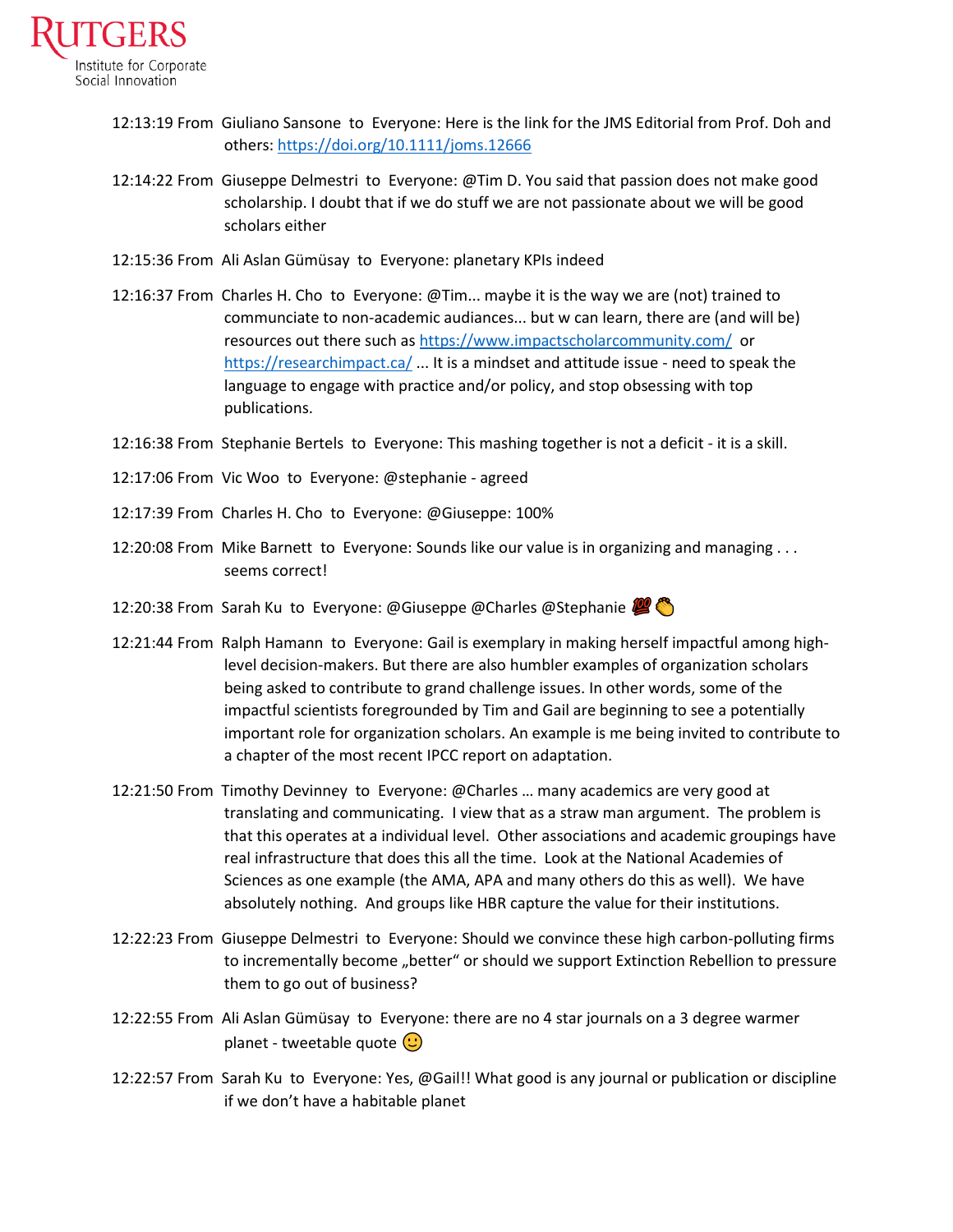12:13:19 From Giuliano Sansone to Everyone: Here is the link for the JMS Editorial from Prof. Doh and others: https://doi.org/10.1111/joms.12666

12:14:22 From Giuseppe Delmestri to Everyone: @Tim D. You said that passion does not make good scholarship. I doubt that if we do stuff we are not passionate about we will be good scholars either

12:15:36 From Ali Aslan Gümüsay to Everyone: planetary KPIs indeed

12:16:37 From Charles H. Cho to Everyone: @Tim... maybe it is the way we are (not) trained to communciate to non-academic audiances... but w can learn, there are (and will be) resources out there such as https://www.impactscholarcommunity.com/ or https://researchimpact.ca/ ... It is a mindset and attitude issue - need to speak the language to engage with practice and/or policy, and stop obsessing with top publications.

12:16:38 From Stephanie Bertels to Everyone: This mashing together is not a deficit - it is a skill.

12:17:06 From Vic Woo to Everyone: @stephanie - agreed

12:17:39 From Charles H. Cho to Everyone: @Giuseppe: 100%

12:20:08 From Mike Barnett to Everyone: Sounds like our value is in organizing and managing . . . seems correct!

12:20:38 From Sarah Ku to Everyone: @Giuseppe @Charles @Stephanie 💯 👏

12:21:44 From Ralph Hamann to Everyone: Gail is exemplary in making herself impactful among high-level decision-makers. But there are also humbler examples of organization scholars being asked to contribute to grand challenge issues. In other words, some of the impactful scientists foregrounded by Tim and Gail are beginning to see a potentially important role for organization scholars. An example is me being invited to contribute to a chapter of the most recent IPCC report on adaptation.

12:21:50 From Timothy Devinney to Everyone: @Charles … many academics are very good at translating and communicating. I view that as a straw man argument. The problem is that this operates at a individual level. Other associations and academic groupings have real infrastructure that does this all the time. Look at the National Academies of Sciences as one example (the AMA, APA and many others do this as well). We have absolutely nothing. And groups like HBR capture the value for their institutions.

12:22:23 From Giuseppe Delmestri to Everyone: Should we convince these high carbon-polluting firms to incrementally become „better" or should we support Extinction Rebellion to pressure them to go out of business?

12:22:55 From Ali Aslan Gümüsay to Everyone: there are no 4 star journals on a 3 degree warmer planet - tweetable quote 🙂

12:22:57 From Sarah Ku to Everyone: Yes, @Gail!! What good is any journal or publication or discipline if we don't have a habitable planet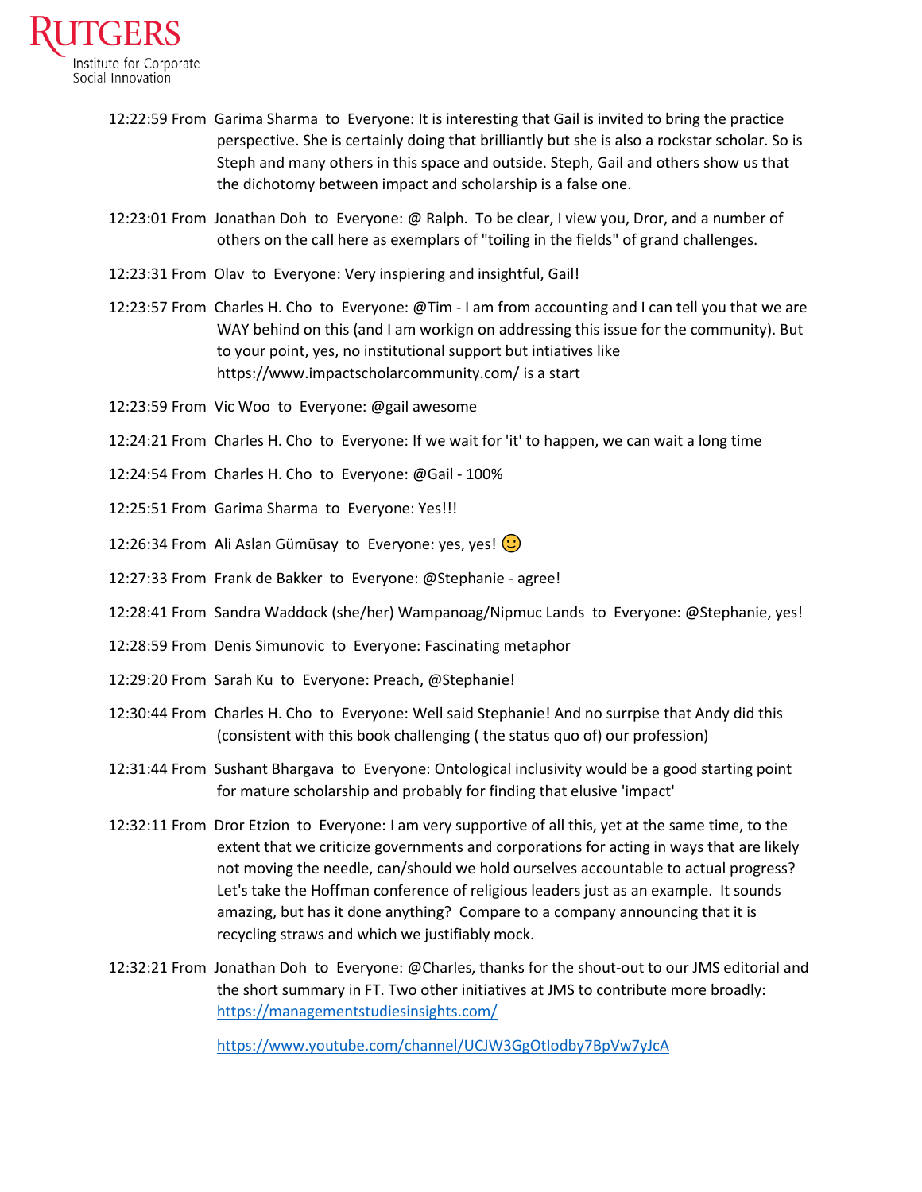12:22:59 From Garima Sharma to Everyone: It is interesting that Gail is invited to bring the practice perspective. She is certainly doing that brilliantly but she is also a rockstar scholar. So is Steph and many others in this space and outside. Steph, Gail and others show us that the dichotomy between impact and scholarship is a false one.

12:23:01 From Jonathan Doh to Everyone: @ Ralph. To be clear, I view you, Dror, and a number of others on the call here as exemplars of "toiling in the fields" of grand challenges.

12:23:31 From Olav to Everyone: Very inspiering and insightful, Gail!

12:23:57 From Charles H. Cho to Everyone: @Tim - I am from accounting and I can tell you that we are WAY behind on this (and I am workign on addressing this issue for the community). But to your point, yes, no institutional support but intiatives like https://www.impactscholarcommunity.com/ is a start

12:23:59 From Vic Woo to Everyone: @gail awesome

12:24:21 From Charles H. Cho to Everyone: If we wait for 'it' to happen, we can wait a long time

12:24:54 From Charles H. Cho to Everyone: @Gail - 100%

12:25:51 From Garima Sharma to Everyone: Yes!!!

12:26:34 From Ali Aslan Gümüsay to Everyone: yes, yes! 🙂

12:27:33 From Frank de Bakker to Everyone: @Stephanie - agree!

12:28:41 From Sandra Waddock (she/her) Wampanoag/Nipmuc Lands to Everyone: @Stephanie, yes!

12:28:59 From Denis Simunovic to Everyone: Fascinating metaphor

12:29:20 From Sarah Ku to Everyone: Preach, @Stephanie!

12:30:44 From Charles H. Cho to Everyone: Well said Stephanie! And no surrpise that Andy did this (consistent with this book challenging ( the status quo of) our profession)

12:31:44 From Sushant Bhargava to Everyone: Ontological inclusivity would be a good starting point for mature scholarship and probably for finding that elusive 'impact'

12:32:11 From Dror Etzion to Everyone: I am very supportive of all this, yet at the same time, to the extent that we criticize governments and corporations for acting in ways that are likely not moving the needle, can/should we hold ourselves accountable to actual progress? Let's take the Hoffman conference of religious leaders just as an example. It sounds amazing, but has it done anything? Compare to a company announcing that it is recycling straws and which we justifiably mock.

12:32:21 From Jonathan Doh to Everyone: @Charles, thanks for the shout-out to our JMS editorial and the short summary in FT. Two other initiatives at JMS to contribute more broadly: https://managementstudiesinsights.com/

https://www.youtube.com/channel/UCJW3GgOtIodby7BpVw7yJcA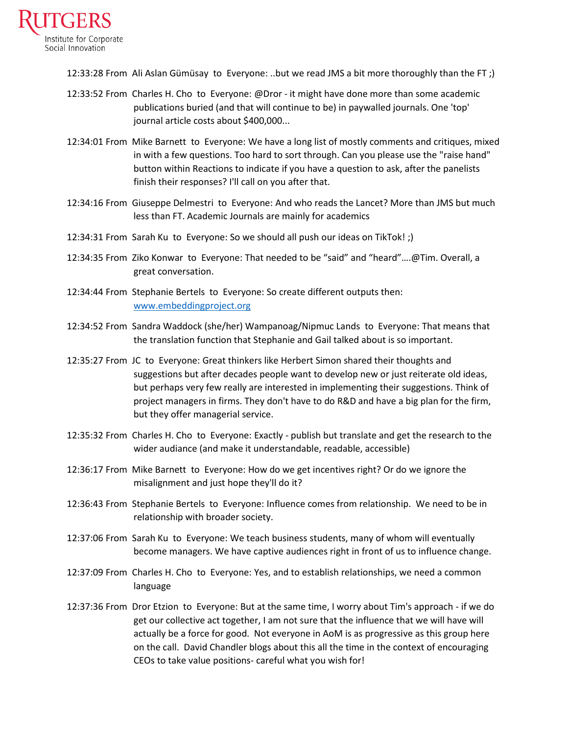12:33:28 From Ali Aslan Gümüsay to Everyone: ..but we read JMS a bit more thoroughly than the FT ;)

12:33:52 From Charles H. Cho to Everyone: @Dror - it might have done more than some academic publications buried (and that will continue to be) in paywalled journals. One 'top' journal article costs about $400,000...

12:34:01 From Mike Barnett to Everyone: We have a long list of mostly comments and critiques, mixed in with a few questions. Too hard to sort through. Can you please use the "raise hand" button within Reactions to indicate if you have a question to ask, after the panelists finish their responses? I'll call on you after that.

12:34:16 From Giuseppe Delmestri to Everyone: And who reads the Lancet? More than JMS but much less than FT. Academic Journals are mainly for academics

12:34:31 From Sarah Ku to Everyone: So we should all push our ideas on TikTok! ;)

12:34:35 From Ziko Konwar to Everyone: That needed to be "said" and "heard"….@Tim. Overall, a great conversation.

12:34:44 From Stephanie Bertels to Everyone: So create different outputs then: www.embeddingproject.org

12:34:52 From Sandra Waddock (she/her) Wampanoag/Nipmuc Lands to Everyone: That means that the translation function that Stephanie and Gail talked about is so important.

12:35:27 From JC to Everyone: Great thinkers like Herbert Simon shared their thoughts and suggestions but after decades people want to develop new or just reiterate old ideas, but perhaps very few really are interested in implementing their suggestions. Think of project managers in firms. They don't have to do R&D and have a big plan for the firm, but they offer managerial service.

12:35:32 From Charles H. Cho to Everyone: Exactly - publish but translate and get the research to the wider audiance (and make it understandable, readable, accessible)

12:36:17 From Mike Barnett to Everyone: How do we get incentives right? Or do we ignore the misalignment and just hope they'll do it?

12:36:43 From Stephanie Bertels to Everyone: Influence comes from relationship. We need to be in relationship with broader society.

12:37:06 From Sarah Ku to Everyone: We teach business students, many of whom will eventually become managers. We have captive audiences right in front of us to influence change.

12:37:09 From Charles H. Cho to Everyone: Yes, and to establish relationships, we need a common language

12:37:36 From Dror Etzion to Everyone: But at the same time, I worry about Tim's approach - if we do get our collective act together, I am not sure that the influence that we will have will actually be a force for good. Not everyone in AoM is as progressive as this group here on the call. David Chandler blogs about this all the time in the context of encouraging CEOs to take value positions- careful what you wish for!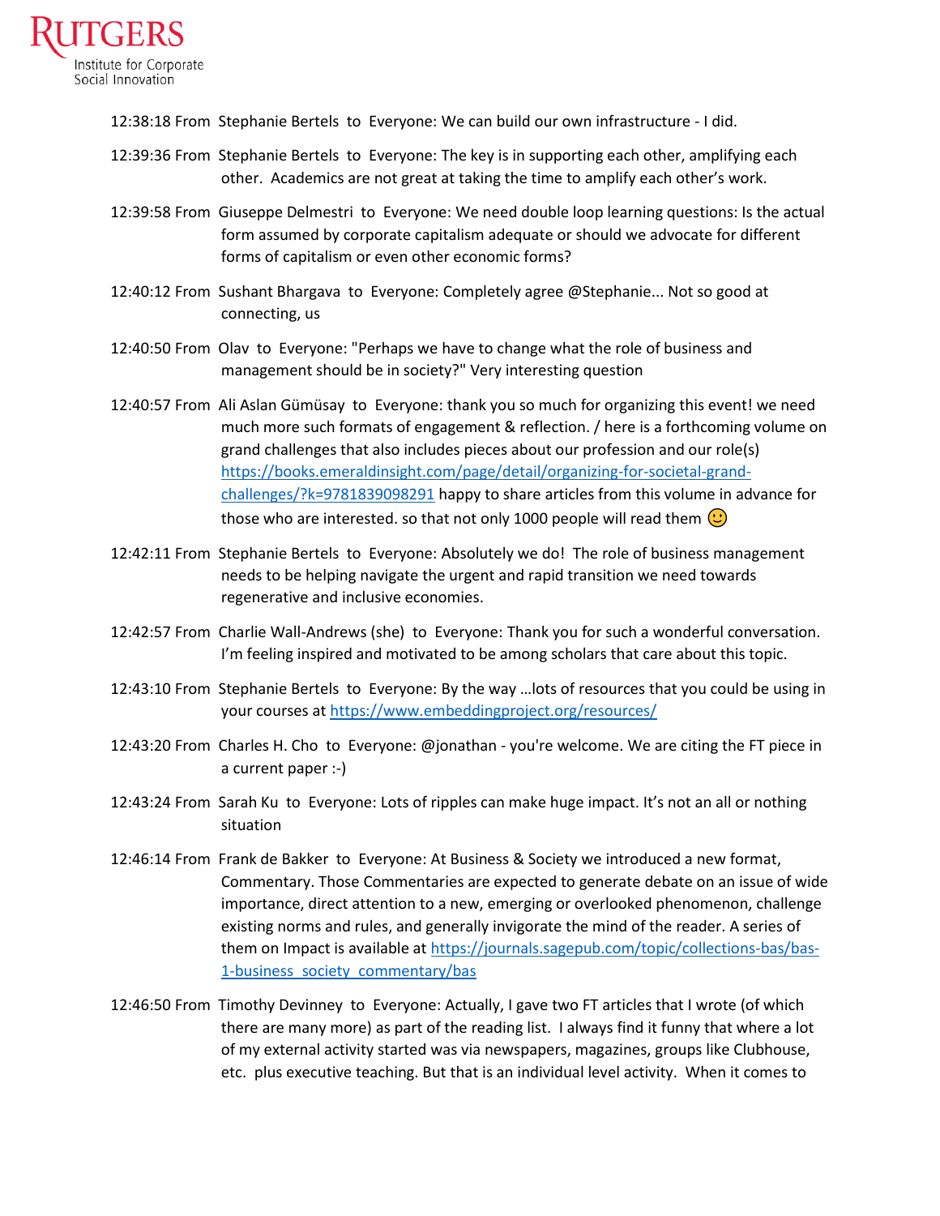12:38:18 From Stephanie Bertels to Everyone: We can build our own infrastructure - I did.

12:39:36 From Stephanie Bertels to Everyone: The key is in supporting each other, amplifying each other. Academics are not great at taking the time to amplify each other's work.

12:39:58 From Giuseppe Delmestri to Everyone: We need double loop learning questions: Is the actual form assumed by corporate capitalism adequate or should we advocate for different forms of capitalism or even other economic forms?

12:40:12 From Sushant Bhargava to Everyone: Completely agree @Stephanie... Not so good at connecting, us

12:40:50 From Olav to Everyone: "Perhaps we have to change what the role of business and management should be in society?" Very interesting question

12:40:57 From Ali Aslan Gümüsay to Everyone: thank you so much for organizing this event! we need much more such formats of engagement & reflection. / here is a forthcoming volume on grand challenges that also includes pieces about our profession and our role(s) https://books.emeraldinsight.com/page/detail/organizing-for-societal-grand-challenges/?k=9781839098291 happy to share articles from this volume in advance for those who are interested. so that not only 1000 people will read them 🙂

12:42:11 From Stephanie Bertels to Everyone: Absolutely we do! The role of business management needs to be helping navigate the urgent and rapid transition we need towards regenerative and inclusive economies.

12:42:57 From Charlie Wall-Andrews (she) to Everyone: Thank you for such a wonderful conversation. I'm feeling inspired and motivated to be among scholars that care about this topic.

12:43:10 From Stephanie Bertels to Everyone: By the way …lots of resources that you could be using in your courses at https://www.embeddingproject.org/resources/

12:43:20 From Charles H. Cho to Everyone: @jonathan - you're welcome. We are citing the FT piece in a current paper :-)

12:43:24 From Sarah Ku to Everyone: Lots of ripples can make huge impact. It's not an all or nothing situation

12:46:14 From Frank de Bakker to Everyone: At Business & Society we introduced a new format, Commentary. Those Commentaries are expected to generate debate on an issue of wide importance, direct attention to a new, emerging or overlooked phenomenon, challenge existing norms and rules, and generally invigorate the mind of the reader. A series of them on Impact is available at https://journals.sagepub.com/topic/collections-bas/bas-1-business_society_commentary/bas

12:46:50 From Timothy Devinney to Everyone: Actually, I gave two FT articles that I wrote (of which there are many more) as part of the reading list. I always find it funny that where a lot of my external activity started was via newspapers, magazines, groups like Clubhouse, etc. plus executive teaching. But that is an individual level activity. When it comes to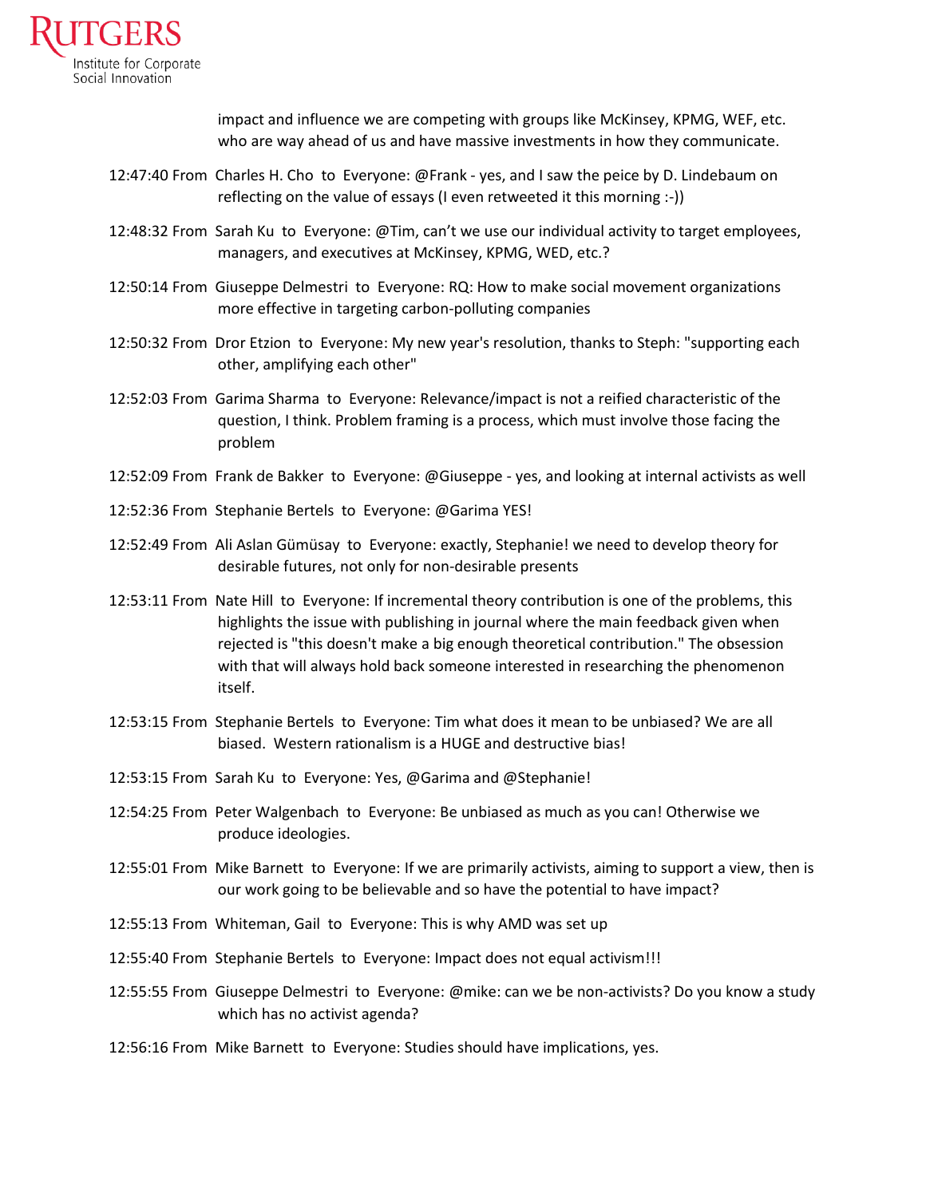impact and influence we are competing with groups like McKinsey, KPMG, WEF, etc. who are way ahead of us and have massive investments in how they communicate.

12:47:40 From Charles H. Cho to Everyone: @Frank - yes, and I saw the peice by D. Lindebaum on reflecting on the value of essays (I even retweeted it this morning :-))

12:48:32 From Sarah Ku to Everyone: @Tim, can't we use our individual activity to target employees, managers, and executives at McKinsey, KPMG, WED, etc.?

12:50:14 From Giuseppe Delmestri to Everyone: RQ: How to make social movement organizations more effective in targeting carbon-polluting companies

12:50:32 From Dror Etzion to Everyone: My new year's resolution, thanks to Steph: "supporting each other, amplifying each other"

12:52:03 From Garima Sharma to Everyone: Relevance/impact is not a reified characteristic of the question, I think. Problem framing is a process, which must involve those facing the problem

12:52:09 From Frank de Bakker to Everyone: @Giuseppe - yes, and looking at internal activists as well

12:52:36 From Stephanie Bertels to Everyone: @Garima YES!

12:52:49 From Ali Aslan Gümüsay to Everyone: exactly, Stephanie! we need to develop theory for desirable futures, not only for non-desirable presents

12:53:11 From Nate Hill to Everyone: If incremental theory contribution is one of the problems, this highlights the issue with publishing in journal where the main feedback given when rejected is "this doesn't make a big enough theoretical contribution." The obsession with that will always hold back someone interested in researching the phenomenon itself.

12:53:15 From Stephanie Bertels to Everyone: Tim what does it mean to be unbiased? We are all biased. Western rationalism is a HUGE and destructive bias!

12:53:15 From Sarah Ku to Everyone: Yes, @Garima and @Stephanie!

12:54:25 From Peter Walgenbach to Everyone: Be unbiased as much as you can! Otherwise we produce ideologies.

12:55:01 From Mike Barnett to Everyone: If we are primarily activists, aiming to support a view, then is our work going to be believable and so have the potential to have impact?

12:55:13 From Whiteman, Gail to Everyone: This is why AMD was set up

12:55:40 From Stephanie Bertels to Everyone: Impact does not equal activism!!!

12:55:55 From Giuseppe Delmestri to Everyone: @mike: can we be non-activists? Do you know a study which has no activist agenda?

12:56:16 From Mike Barnett to Everyone: Studies should have implications, yes.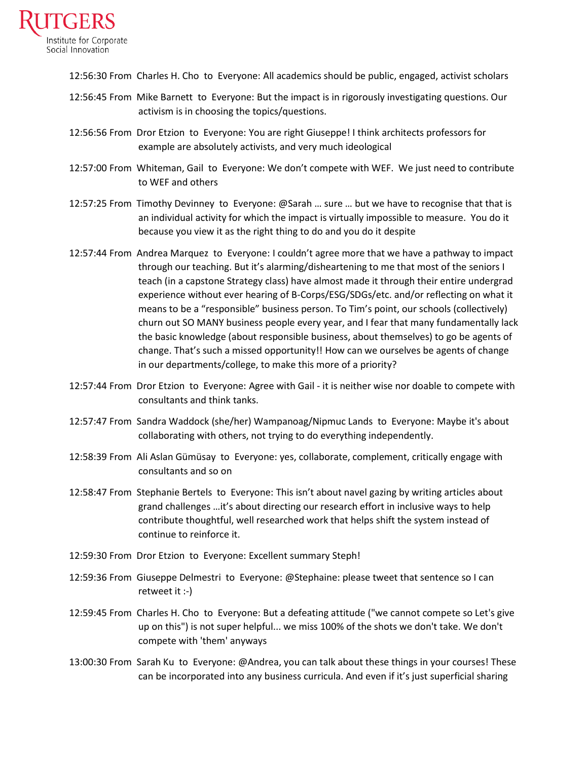12:56:30 From Charles H. Cho to Everyone: All academics should be public, engaged, activist scholars

12:56:45 From Mike Barnett to Everyone: But the impact is in rigorously investigating questions. Our activism is in choosing the topics/questions.

12:56:56 From Dror Etzion to Everyone: You are right Giuseppe! I think architects professors for example are absolutely activists, and very much ideological

12:57:00 From Whiteman, Gail to Everyone: We don't compete with WEF. We just need to contribute to WEF and others

12:57:25 From Timothy Devinney to Everyone: @Sarah … sure … but we have to recognise that that is an individual activity for which the impact is virtually impossible to measure. You do it because you view it as the right thing to do and you do it despite

12:57:44 From Andrea Marquez to Everyone: I couldn't agree more that we have a pathway to impact through our teaching. But it's alarming/disheartening to me that most of the seniors I teach (in a capstone Strategy class) have almost made it through their entire undergrad experience without ever hearing of B-Corps/ESG/SDGs/etc. and/or reflecting on what it means to be a "responsible" business person. To Tim's point, our schools (collectively) churn out SO MANY business people every year, and I fear that many fundamentally lack the basic knowledge (about responsible business, about themselves) to go be agents of change. That's such a missed opportunity!! How can we ourselves be agents of change in our departments/college, to make this more of a priority?

12:57:44 From Dror Etzion to Everyone: Agree with Gail - it is neither wise nor doable to compete with consultants and think tanks.

12:57:47 From Sandra Waddock (she/her) Wampanoag/Nipmuc Lands to Everyone: Maybe it's about collaborating with others, not trying to do everything independently.

12:58:39 From Ali Aslan Gümüsay to Everyone: yes, collaborate, complement, critically engage with consultants and so on

12:58:47 From Stephanie Bertels to Everyone: This isn't about navel gazing by writing articles about grand challenges …it's about directing our research effort in inclusive ways to help contribute thoughtful, well researched work that helps shift the system instead of continue to reinforce it.

12:59:30 From Dror Etzion to Everyone: Excellent summary Steph!

12:59:36 From Giuseppe Delmestri to Everyone: @Stephaine: please tweet that sentence so I can retweet it :-)

12:59:45 From Charles H. Cho to Everyone: But a defeating attitude ("we cannot compete so Let's give up on this") is not super helpful... we miss 100% of the shots we don't take. We don't compete with 'them' anyways

13:00:30 From Sarah Ku to Everyone: @Andrea, you can talk about these things in your courses! These can be incorporated into any business curricula. And even if it's just superficial sharing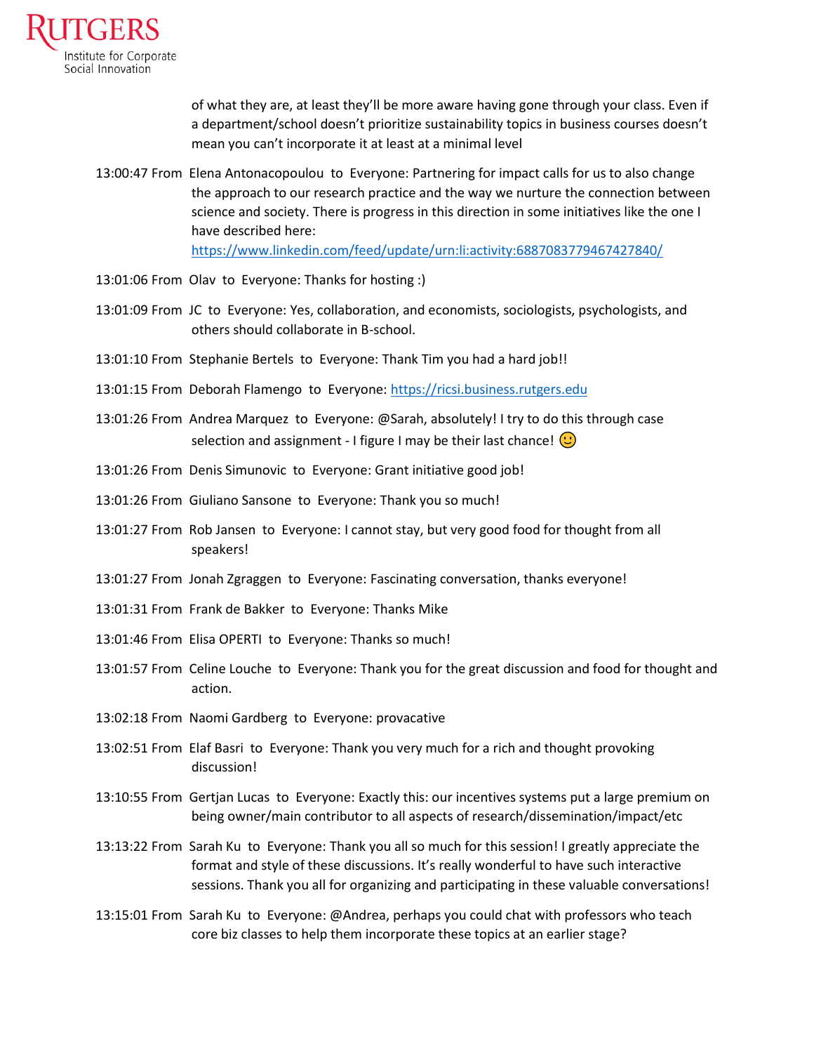of what they are, at least they'll be more aware having gone through your class. Even if a department/school doesn't prioritize sustainability topics in business courses doesn't mean you can't incorporate it at least at a minimal level

13:00:47 From Elena Antonacopoulou to Everyone: Partnering for impact calls for us to also change the approach to our research practice and the way we nurture the connection between science and society. There is progress in this direction in some initiatives like the one I have described here: https://www.linkedin.com/feed/update/urn:li:activity:6887083779467427840/

13:01:06 From Olav to Everyone: Thanks for hosting :)

13:01:09 From JC to Everyone: Yes, collaboration, and economists, sociologists, psychologists, and others should collaborate in B-school.

13:01:10 From Stephanie Bertels to Everyone: Thank Tim you had a hard job!!

13:01:15 From Deborah Flamengo to Everyone: https://ricsi.business.rutgers.edu

13:01:26 From Andrea Marquez to Everyone: @Sarah, absolutely! I try to do this through case selection and assignment - I figure I may be their last chance! 🙂

13:01:26 From Denis Simunovic to Everyone: Grant initiative good job!

13:01:26 From Giuliano Sansone to Everyone: Thank you so much!

13:01:27 From Rob Jansen to Everyone: I cannot stay, but very good food for thought from all speakers!

13:01:27 From Jonah Zgraggen to Everyone: Fascinating conversation, thanks everyone!

13:01:31 From Frank de Bakker to Everyone: Thanks Mike

13:01:46 From Elisa OPERTI to Everyone: Thanks so much!

13:01:57 From Celine Louche to Everyone: Thank you for the great discussion and food for thought and action.

13:02:18 From Naomi Gardberg to Everyone: provacative

13:02:51 From Elaf Basri to Everyone: Thank you very much for a rich and thought provoking discussion!

13:10:55 From Gertjan Lucas to Everyone: Exactly this: our incentives systems put a large premium on being owner/main contributor to all aspects of research/dissemination/impact/etc

13:13:22 From Sarah Ku to Everyone: Thank you all so much for this session! I greatly appreciate the format and style of these discussions. It's really wonderful to have such interactive sessions. Thank you all for organizing and participating in these valuable conversations!

13:15:01 From Sarah Ku to Everyone: @Andrea, perhaps you could chat with professors who teach core biz classes to help them incorporate these topics at an earlier stage?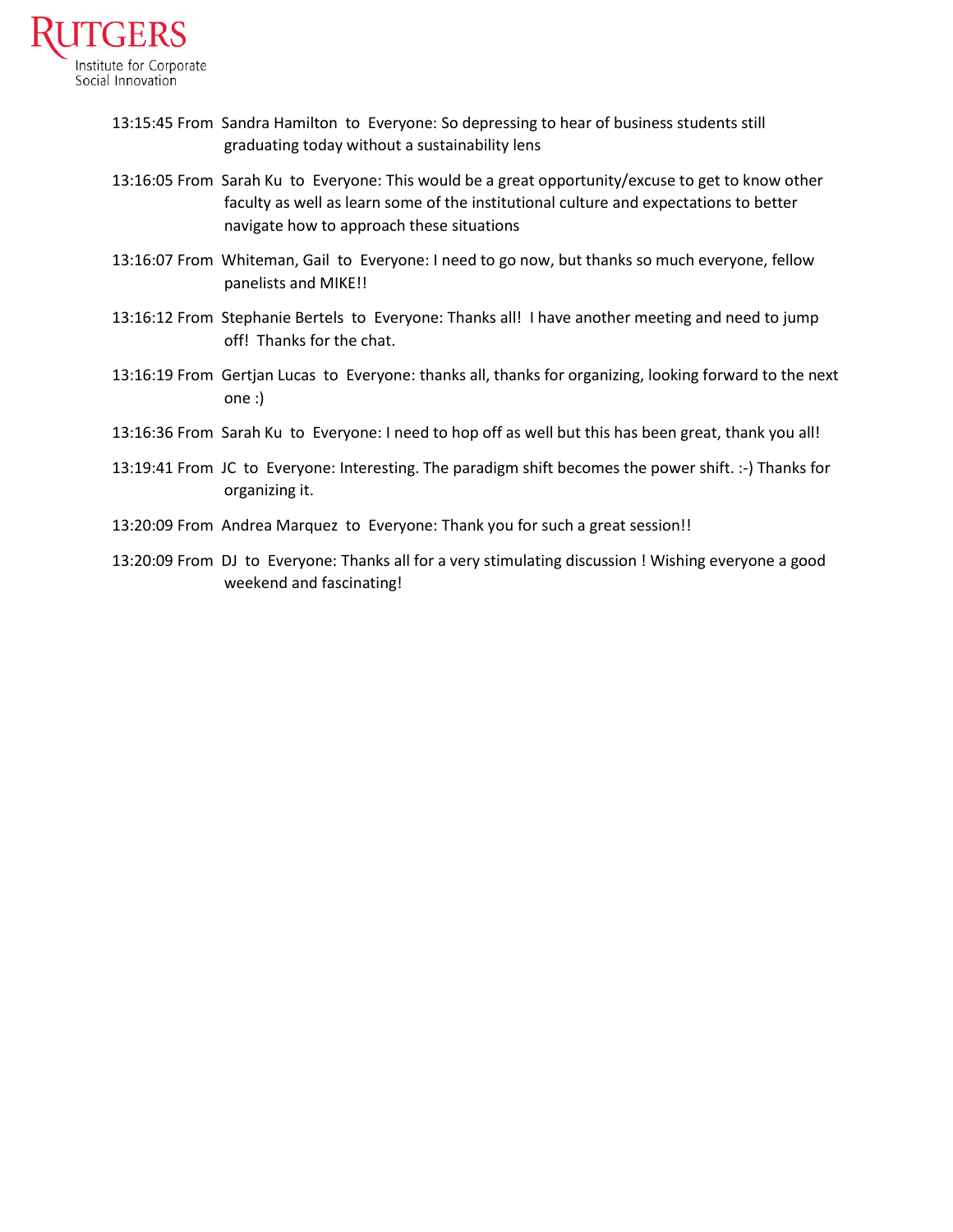13:15:45 From Sandra Hamilton to Everyone: So depressing to hear of business students still graduating today without a sustainability lens

13:16:05 From Sarah Ku to Everyone: This would be a great opportunity/excuse to get to know other faculty as well as learn some of the institutional culture and expectations to better navigate how to approach these situations

13:16:07 From Whiteman, Gail to Everyone: I need to go now, but thanks so much everyone, fellow panelists and MIKE!!

13:16:12 From Stephanie Bertels to Everyone: Thanks all! I have another meeting and need to jump off! Thanks for the chat.

13:16:19 From Gertjan Lucas to Everyone: thanks all, thanks for organizing, looking forward to the next one :)

13:16:36 From Sarah Ku to Everyone: I need to hop off as well but this has been great, thank you all!

13:19:41 From JC to Everyone: Interesting. The paradigm shift becomes the power shift. :-) Thanks for organizing it.

13:20:09 From Andrea Marquez to Everyone: Thank you for such a great session!!

13:20:09 From DJ to Everyone: Thanks all for a very stimulating discussion ! Wishing everyone a good weekend and fascinating!